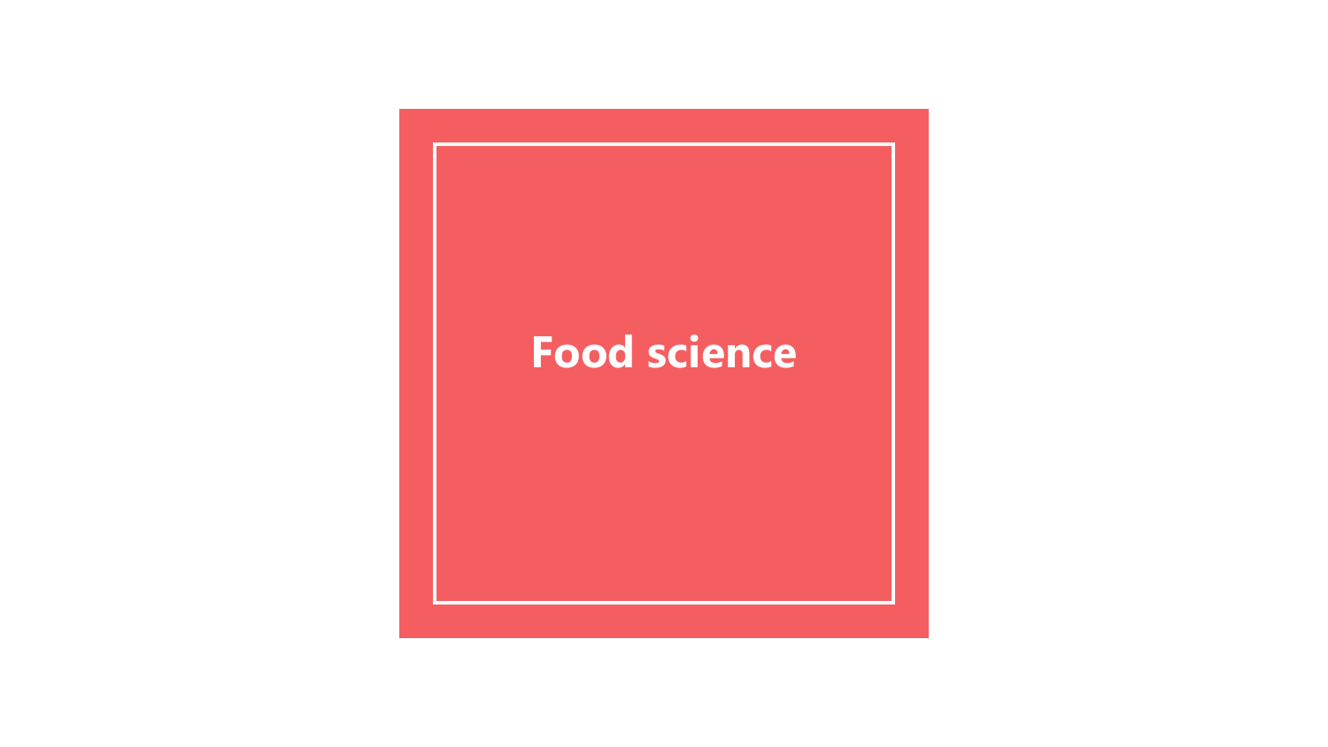# Food science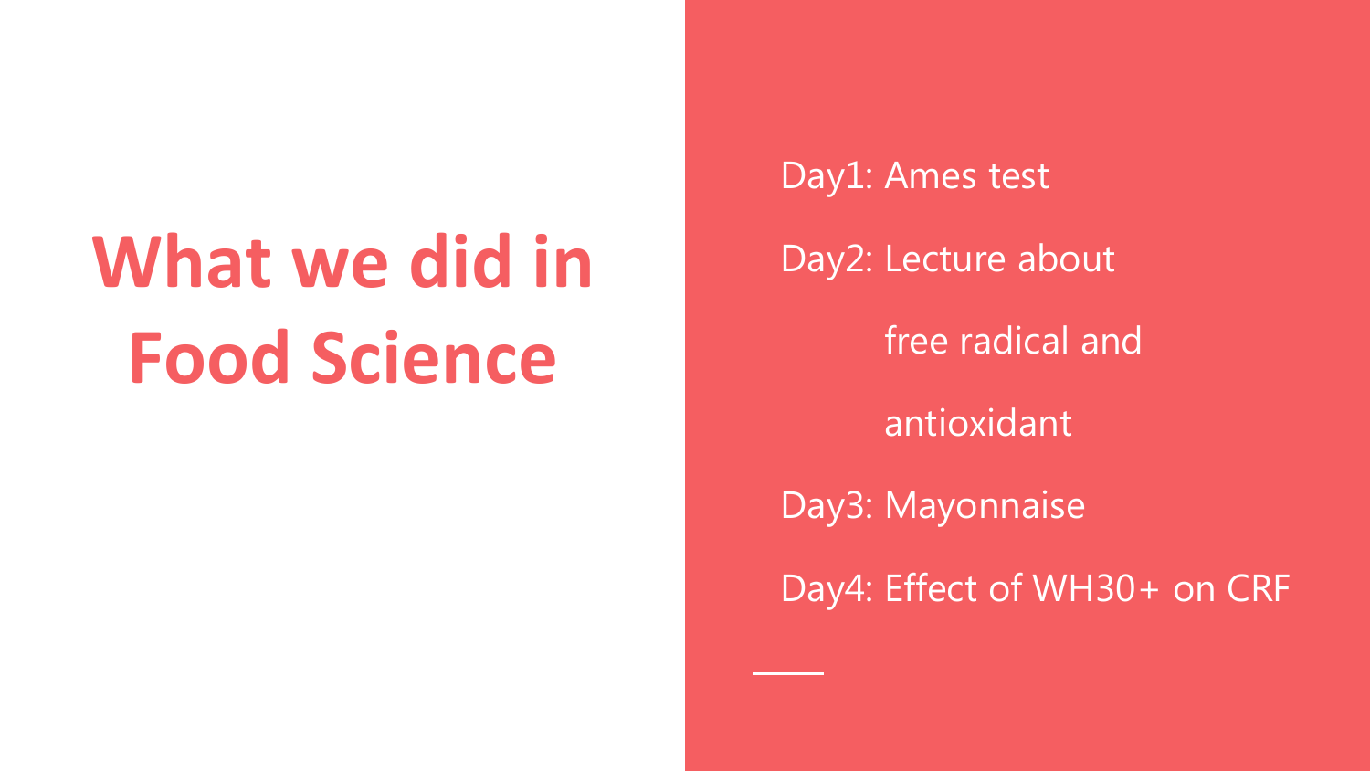# What we did in Food Science

- Day1: Ames test
- Day2: Lecture about free radical and antioxidant
- Day3: Mayonnaise
- Day4: Effect of WH30+ on CRF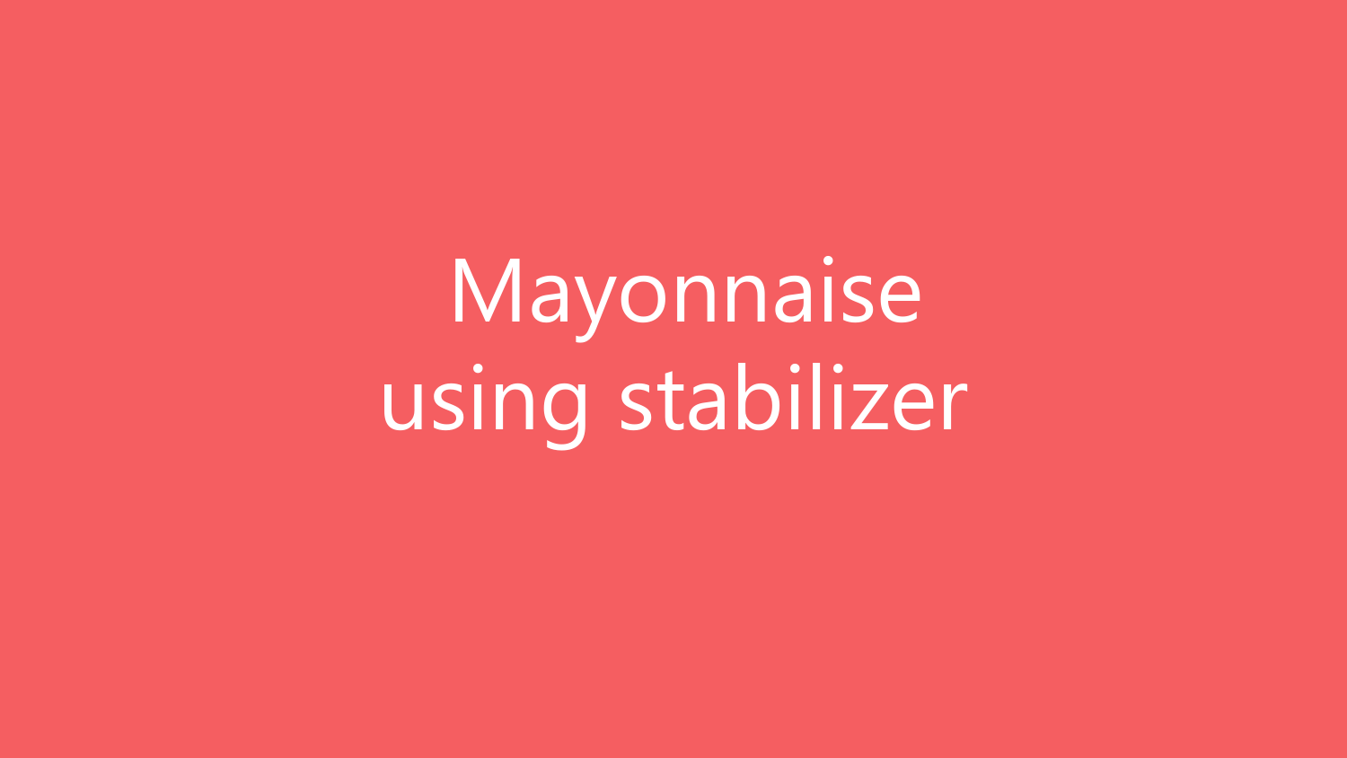# Mayonnaise using stabilizer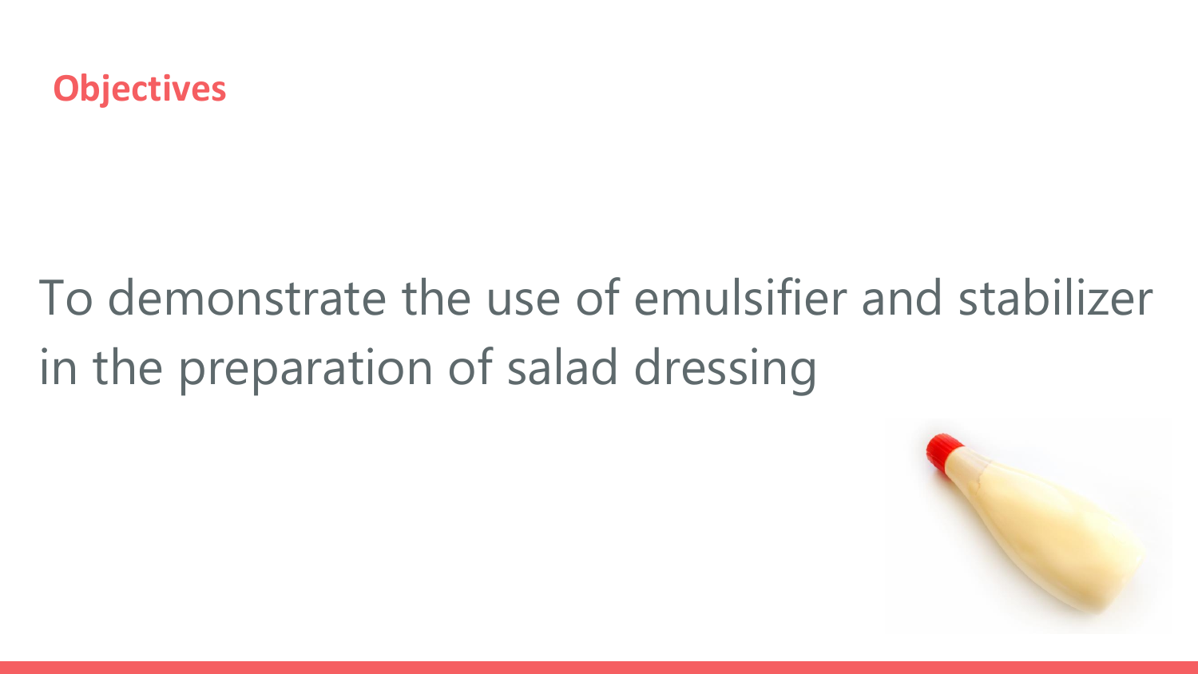## Objectives

To demonstrate the use of emulsifier and stabilizer in the preparation of salad dressing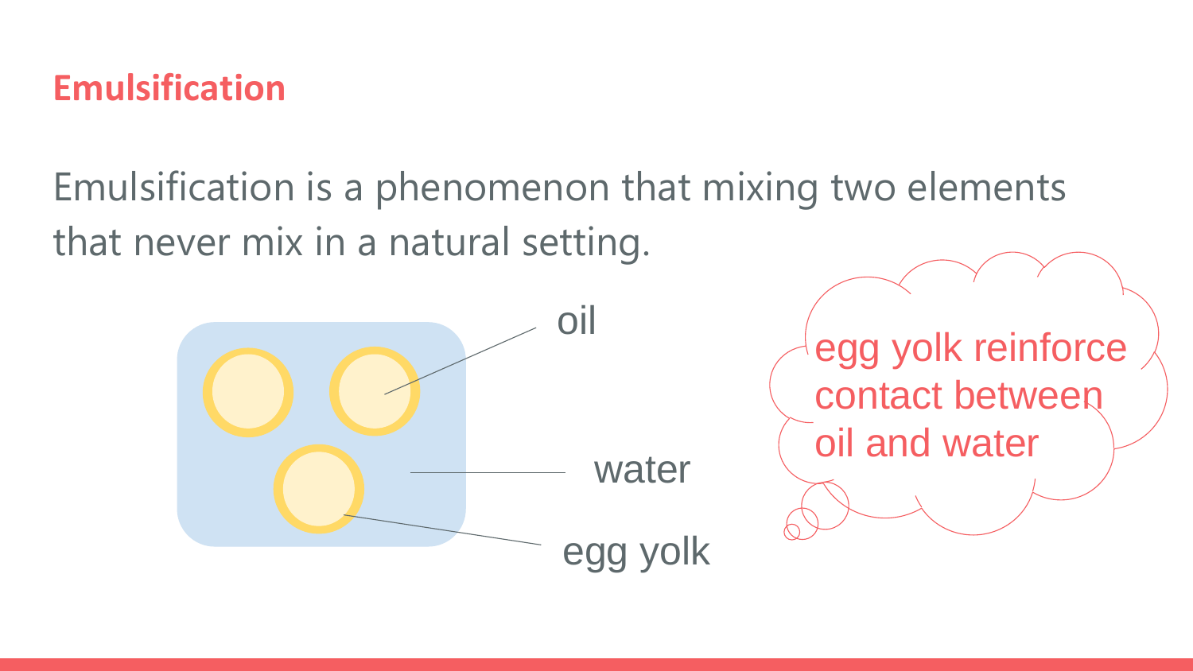# Emulsification

Emulsification is a phenomenon that mixing two elements that never mix in a natural setting.

oil

water

egg yolk

egg yolk reinforce contact between oil and water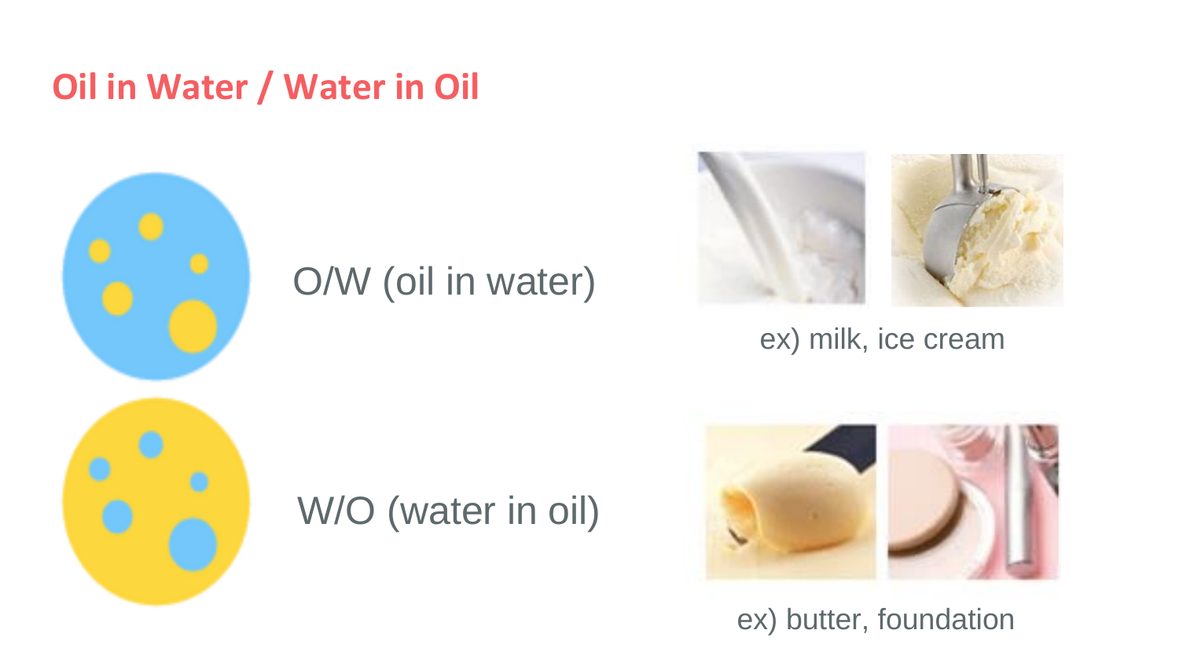# Oil in Water / Water in Oil

O/W (oil in water)

ex) milk, ice cream

W/O (water in oil)

ex) butter, foundation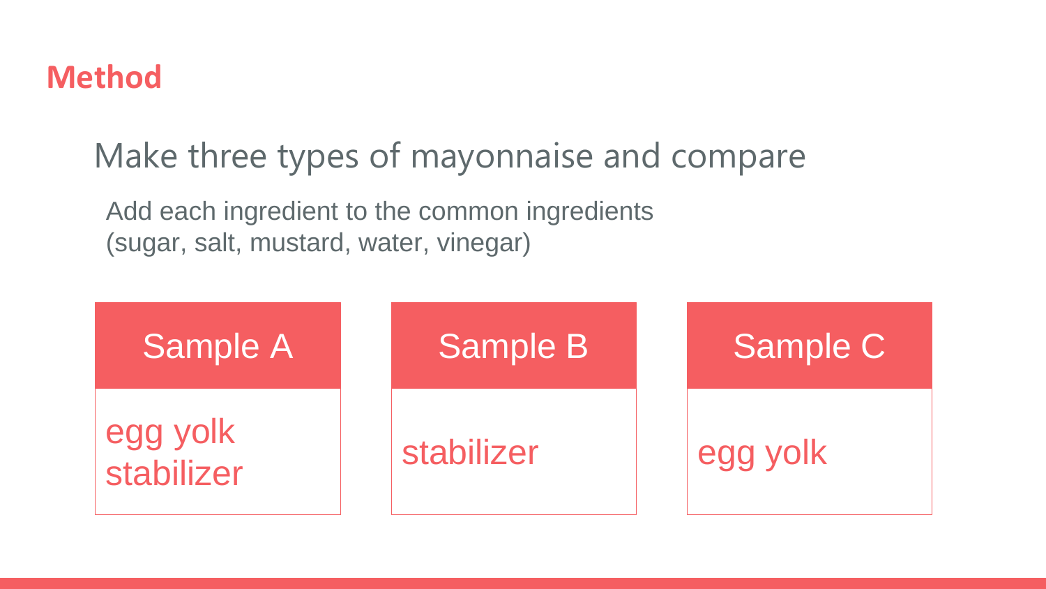## Method

### Make three types of mayonnaise and compare

Add each ingredient to the common ingredients
(sugar, salt, mustard, water, vinegar)

| Sample A | Sample B | Sample C |
| --- | --- | --- |
| egg yolk<br>stabilizer | stabilizer | egg yolk |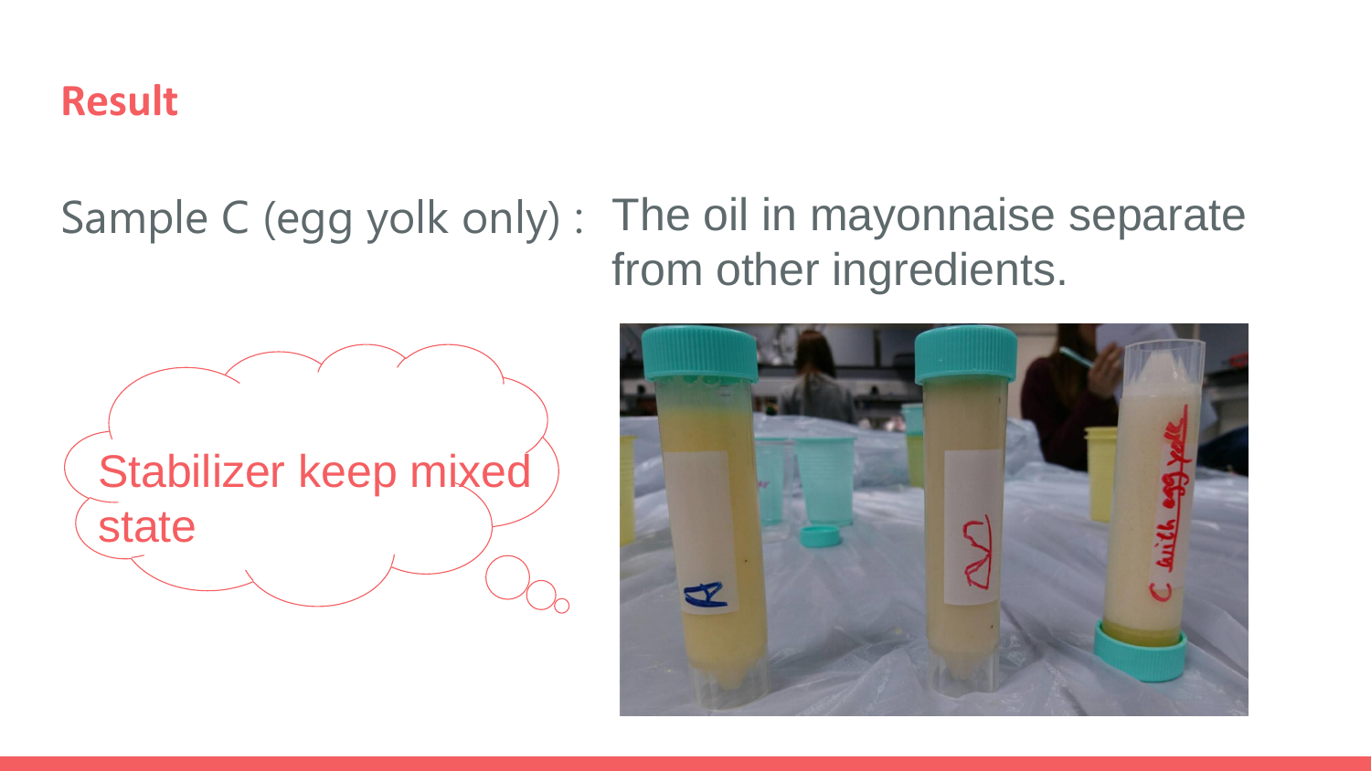# Result

Sample C (egg yolk only) : The oil in mayonnaise separate from other ingredients.

Stabilizer keep mixed state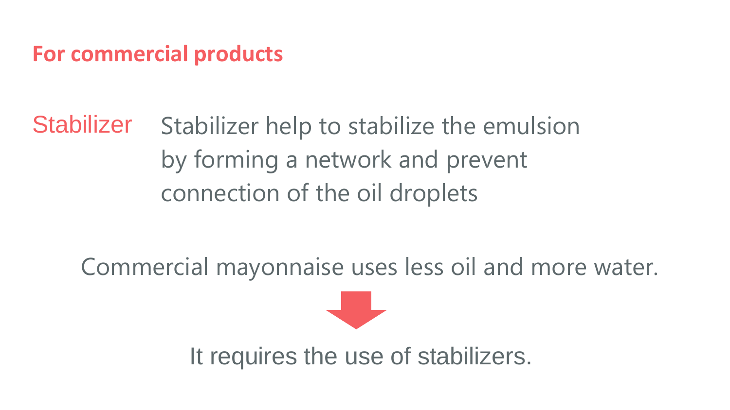## For commercial products

**Stabilizer** Stabilizer help to stabilize the emulsion by forming a network and prevent connection of the oil droplets

Commercial mayonnaise uses less oil and more water.

↓

It requires the use of stabilizers.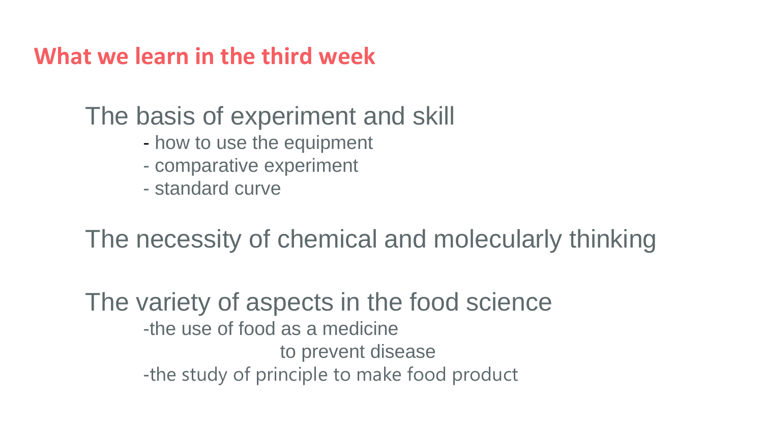## What we learn in the third week

The basis of experiment and skill

- how to use the equipment
- comparative experiment
- standard curve

The necessity of chemical and molecularly thinking

The variety of aspects in the food science

- the use of food as a medicine to prevent disease
- the study of principle to make food product